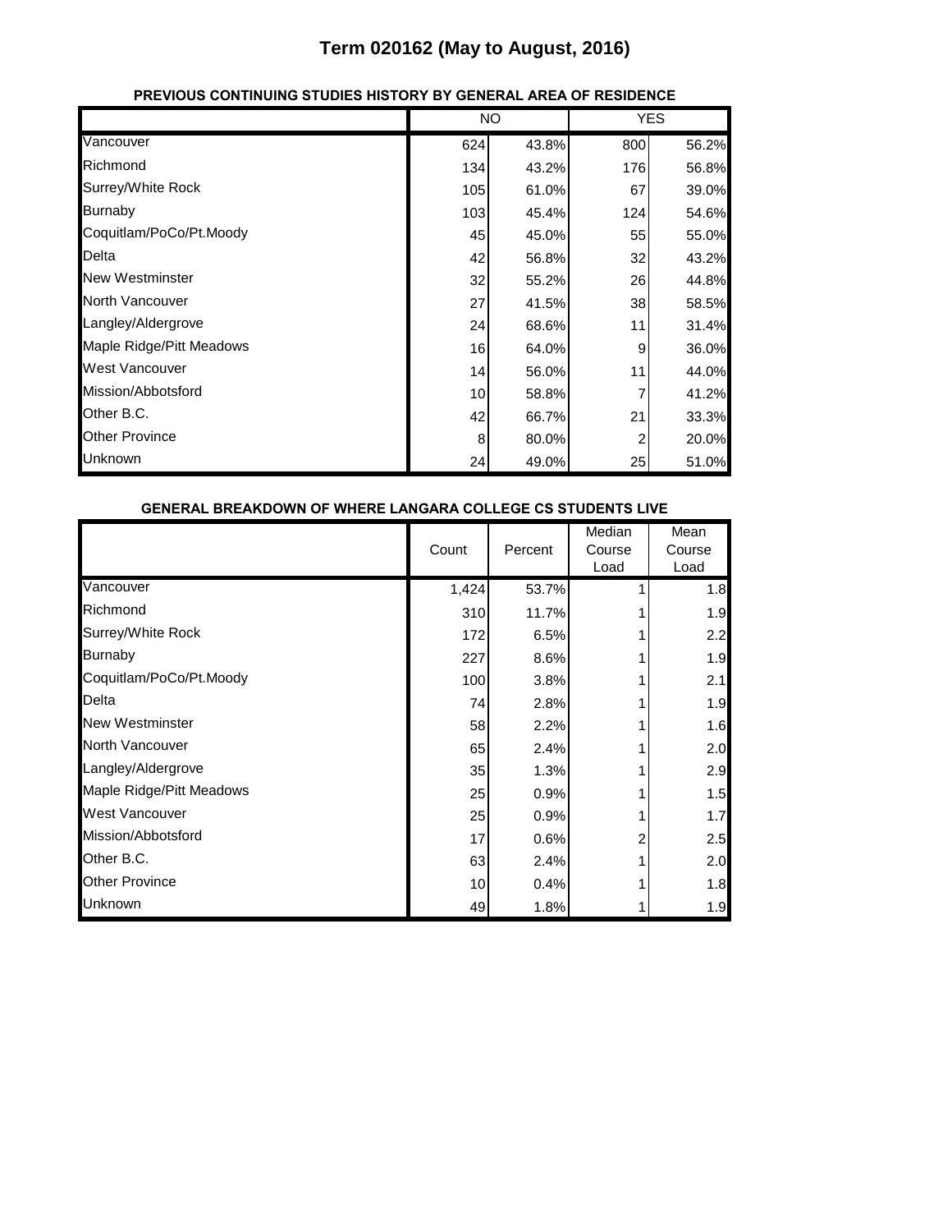# Term 020162 (May to August, 2016)

**PREVIOUS CONTINUING STUDIES HISTORY BY GENERAL AREA OF RESIDENCE**

| | NO | | YES | |
|---|---|---|---|---|
| Vancouver | 624 | 43.8% | 800 | 56.2% |
| Richmond | 134 | 43.2% | 176 | 56.8% |
| Surrey/White Rock | 105 | 61.0% | 67 | 39.0% |
| Burnaby | 103 | 45.4% | 124 | 54.6% |
| Coquitlam/PoCo/Pt.Moody | 45 | 45.0% | 55 | 55.0% |
| Delta | 42 | 56.8% | 32 | 43.2% |
| New Westminster | 32 | 55.2% | 26 | 44.8% |
| North Vancouver | 27 | 41.5% | 38 | 58.5% |
| Langley/Aldergrove | 24 | 68.6% | 11 | 31.4% |
| Maple Ridge/Pitt Meadows | 16 | 64.0% | 9 | 36.0% |
| West Vancouver | 14 | 56.0% | 11 | 44.0% |
| Mission/Abbotsford | 10 | 58.8% | 7 | 41.2% |
| Other B.C. | 42 | 66.7% | 21 | 33.3% |
| Other Province | 8 | 80.0% | 2 | 20.0% |
| Unknown | 24 | 49.0% | 25 | 51.0% |

**GENERAL BREAKDOWN OF WHERE LANGARA COLLEGE CS STUDENTS LIVE**

| | Count | Percent | Median Course Load | Mean Course Load |
|---|---|---|---|---|
| Vancouver | 1,424 | 53.7% | 1 | 1.8 |
| Richmond | 310 | 11.7% | 1 | 1.9 |
| Surrey/White Rock | 172 | 6.5% | 1 | 2.2 |
| Burnaby | 227 | 8.6% | 1 | 1.9 |
| Coquitlam/PoCo/Pt.Moody | 100 | 3.8% | 1 | 2.1 |
| Delta | 74 | 2.8% | 1 | 1.9 |
| New Westminster | 58 | 2.2% | 1 | 1.6 |
| North Vancouver | 65 | 2.4% | 1 | 2.0 |
| Langley/Aldergrove | 35 | 1.3% | 1 | 2.9 |
| Maple Ridge/Pitt Meadows | 25 | 0.9% | 1 | 1.5 |
| West Vancouver | 25 | 0.9% | 1 | 1.7 |
| Mission/Abbotsford | 17 | 0.6% | 2 | 2.5 |
| Other B.C. | 63 | 2.4% | 1 | 2.0 |
| Other Province | 10 | 0.4% | 1 | 1.8 |
| Unknown | 49 | 1.8% | 1 | 1.9 |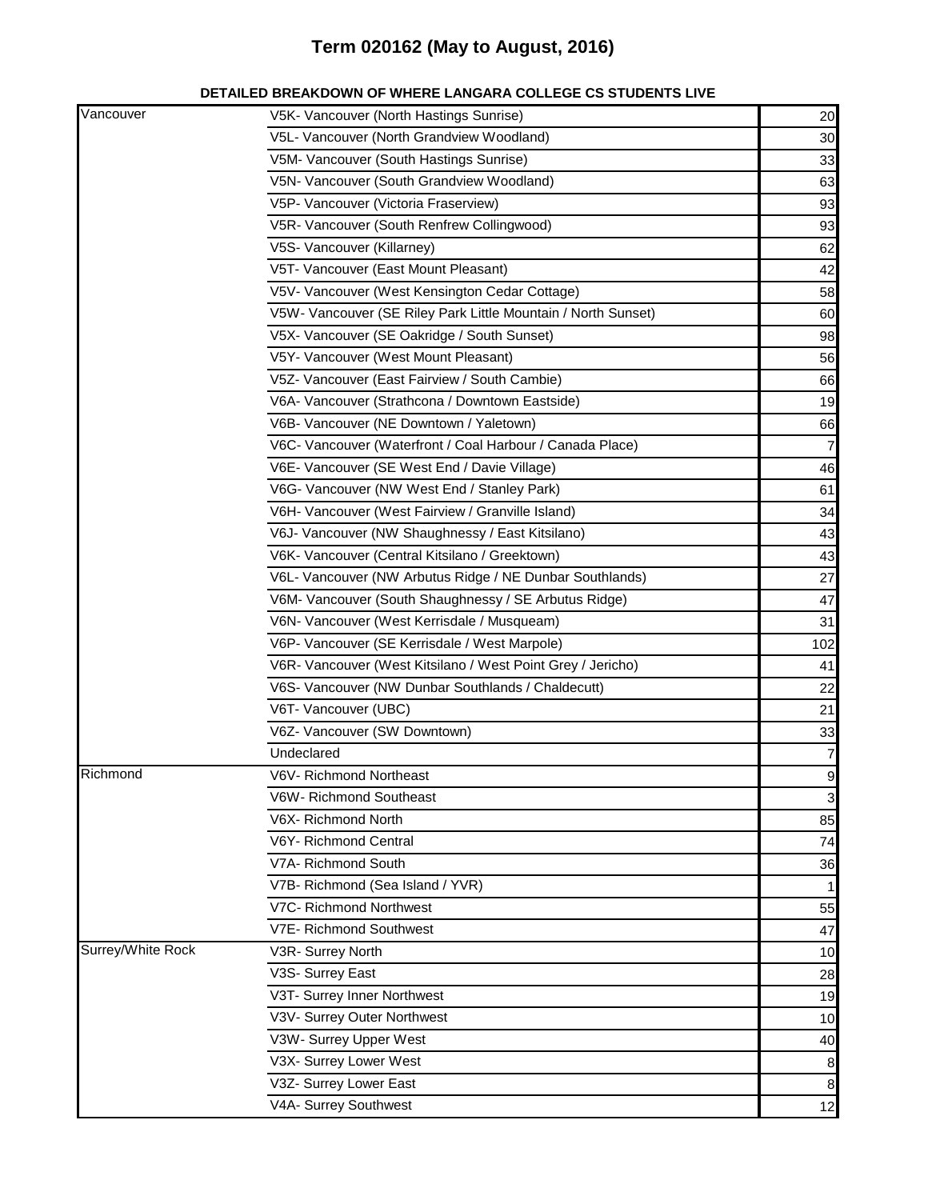# Term 020162 (May to August, 2016)

**DETAILED BREAKDOWN OF WHERE LANGARA COLLEGE CS STUDENTS LIVE**

| | | |
|---|---|---|
| Vancouver | V5K- Vancouver (North Hastings Sunrise) | 20 |
| | V5L- Vancouver (North Grandview Woodland) | 30 |
| | V5M- Vancouver (South Hastings Sunrise) | 33 |
| | V5N- Vancouver (South Grandview Woodland) | 63 |
| | V5P- Vancouver (Victoria Fraserview) | 93 |
| | V5R- Vancouver (South Renfrew Collingwood) | 93 |
| | V5S- Vancouver (Killarney) | 62 |
| | V5T- Vancouver (East Mount Pleasant) | 42 |
| | V5V- Vancouver (West Kensington Cedar Cottage) | 58 |
| | V5W- Vancouver (SE Riley Park Little Mountain / North Sunset) | 60 |
| | V5X- Vancouver (SE Oakridge / South Sunset) | 98 |
| | V5Y- Vancouver (West Mount Pleasant) | 56 |
| | V5Z- Vancouver (East Fairview / South Cambie) | 66 |
| | V6A- Vancouver (Strathcona / Downtown Eastside) | 19 |
| | V6B- Vancouver (NE Downtown / Yaletown) | 66 |
| | V6C- Vancouver (Waterfront / Coal Harbour / Canada Place) | 7 |
| | V6E- Vancouver (SE West End / Davie Village) | 46 |
| | V6G- Vancouver (NW West End / Stanley Park) | 61 |
| | V6H- Vancouver (West Fairview / Granville Island) | 34 |
| | V6J- Vancouver (NW Shaughnessy / East Kitsilano) | 43 |
| | V6K- Vancouver (Central Kitsilano / Greektown) | 43 |
| | V6L- Vancouver (NW Arbutus Ridge / NE Dunbar Southlands) | 27 |
| | V6M- Vancouver (South Shaughnessy / SE Arbutus Ridge) | 47 |
| | V6N- Vancouver (West Kerrisdale / Musqueam) | 31 |
| | V6P- Vancouver (SE Kerrisdale / West Marpole) | 102 |
| | V6R- Vancouver (West Kitsilano / West Point Grey / Jericho) | 41 |
| | V6S- Vancouver (NW Dunbar Southlands / Chaldecutt) | 22 |
| | V6T- Vancouver (UBC) | 21 |
| | V6Z- Vancouver (SW Downtown) | 33 |
| | Undeclared | 7 |
| Richmond | V6V- Richmond Northeast | 9 |
| | V6W- Richmond Southeast | 3 |
| | V6X- Richmond North | 85 |
| | V6Y- Richmond Central | 74 |
| | V7A- Richmond South | 36 |
| | V7B- Richmond (Sea Island / YVR) | 1 |
| | V7C- Richmond Northwest | 55 |
| | V7E- Richmond Southwest | 47 |
| Surrey/White Rock | V3R- Surrey North | 10 |
| | V3S- Surrey East | 28 |
| | V3T- Surrey Inner Northwest | 19 |
| | V3V- Surrey Outer Northwest | 10 |
| | V3W- Surrey Upper West | 40 |
| | V3X- Surrey Lower West | 8 |
| | V3Z- Surrey Lower East | 8 |
| | V4A- Surrey Southwest | 12 |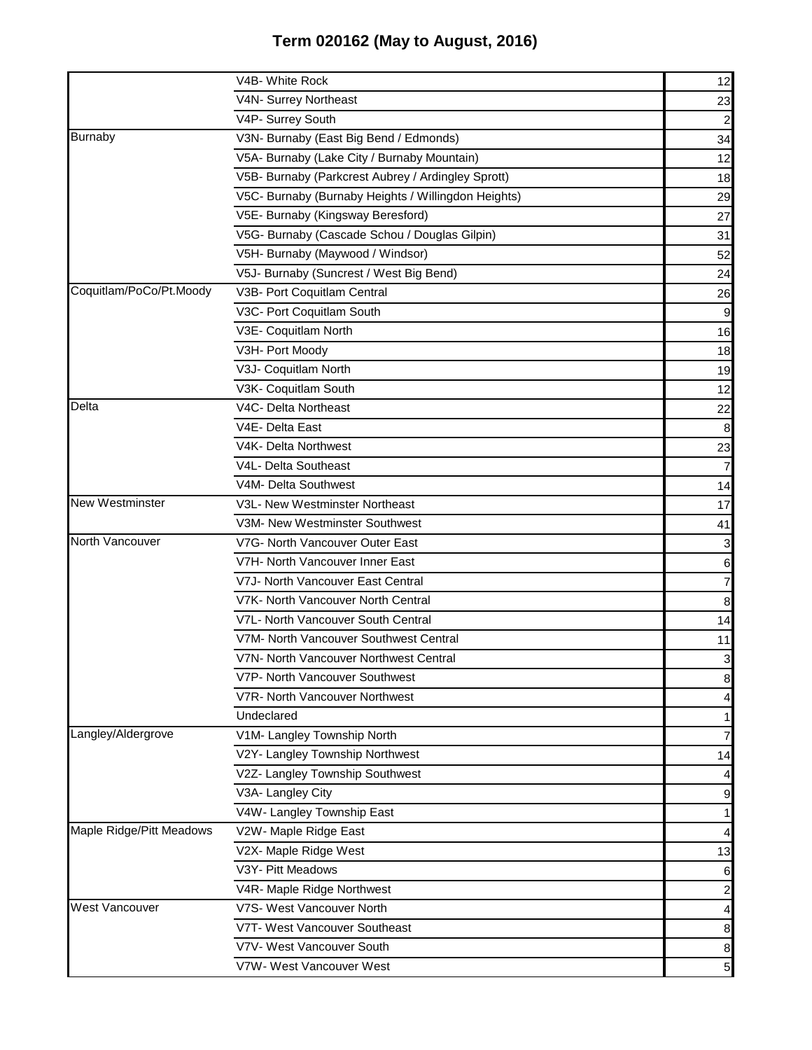# Term 020162 (May to August, 2016)

| | | |
|---|---|---|
| | V4B- White Rock | 12 |
| | V4N- Surrey Northeast | 23 |
| | V4P- Surrey South | 2 |
| Burnaby | V3N- Burnaby (East Big Bend / Edmonds) | 34 |
| | V5A- Burnaby (Lake City / Burnaby Mountain) | 12 |
| | V5B- Burnaby (Parkcrest Aubrey / Ardingley Sprott) | 18 |
| | V5C- Burnaby (Burnaby Heights / Willingdon Heights) | 29 |
| | V5E- Burnaby (Kingsway Beresford) | 27 |
| | V5G- Burnaby (Cascade Schou / Douglas Gilpin) | 31 |
| | V5H- Burnaby (Maywood / Windsor) | 52 |
| | V5J- Burnaby (Suncrest / West Big Bend) | 24 |
| Coquitlam/PoCo/Pt.Moody | V3B- Port Coquitlam Central | 26 |
| | V3C- Port Coquitlam South | 9 |
| | V3E- Coquitlam North | 16 |
| | V3H- Port Moody | 18 |
| | V3J- Coquitlam North | 19 |
| | V3K- Coquitlam South | 12 |
| Delta | V4C- Delta Northeast | 22 |
| | V4E- Delta East | 8 |
| | V4K- Delta Northwest | 23 |
| | V4L- Delta Southeast | 7 |
| | V4M- Delta Southwest | 14 |
| New Westminster | V3L- New Westminster Northeast | 17 |
| | V3M- New Westminster Southwest | 41 |
| North Vancouver | V7G- North Vancouver Outer East | 3 |
| | V7H- North Vancouver Inner East | 6 |
| | V7J- North Vancouver East Central | 7 |
| | V7K- North Vancouver North Central | 8 |
| | V7L- North Vancouver South Central | 14 |
| | V7M- North Vancouver Southwest Central | 11 |
| | V7N- North Vancouver Northwest Central | 3 |
| | V7P- North Vancouver Southwest | 8 |
| | V7R- North Vancouver Northwest | 4 |
| | Undeclared | 1 |
| Langley/Aldergrove | V1M- Langley Township North | 7 |
| | V2Y- Langley Township Northwest | 14 |
| | V2Z- Langley Township Southwest | 4 |
| | V3A- Langley City | 9 |
| | V4W- Langley Township East | 1 |
| Maple Ridge/Pitt Meadows | V2W- Maple Ridge East | 4 |
| | V2X- Maple Ridge West | 13 |
| | V3Y- Pitt Meadows | 6 |
| | V4R- Maple Ridge Northwest | 2 |
| West Vancouver | V7S- West Vancouver North | 4 |
| | V7T- West Vancouver Southeast | 8 |
| | V7V- West Vancouver South | 8 |
| | V7W- West Vancouver West | 5 |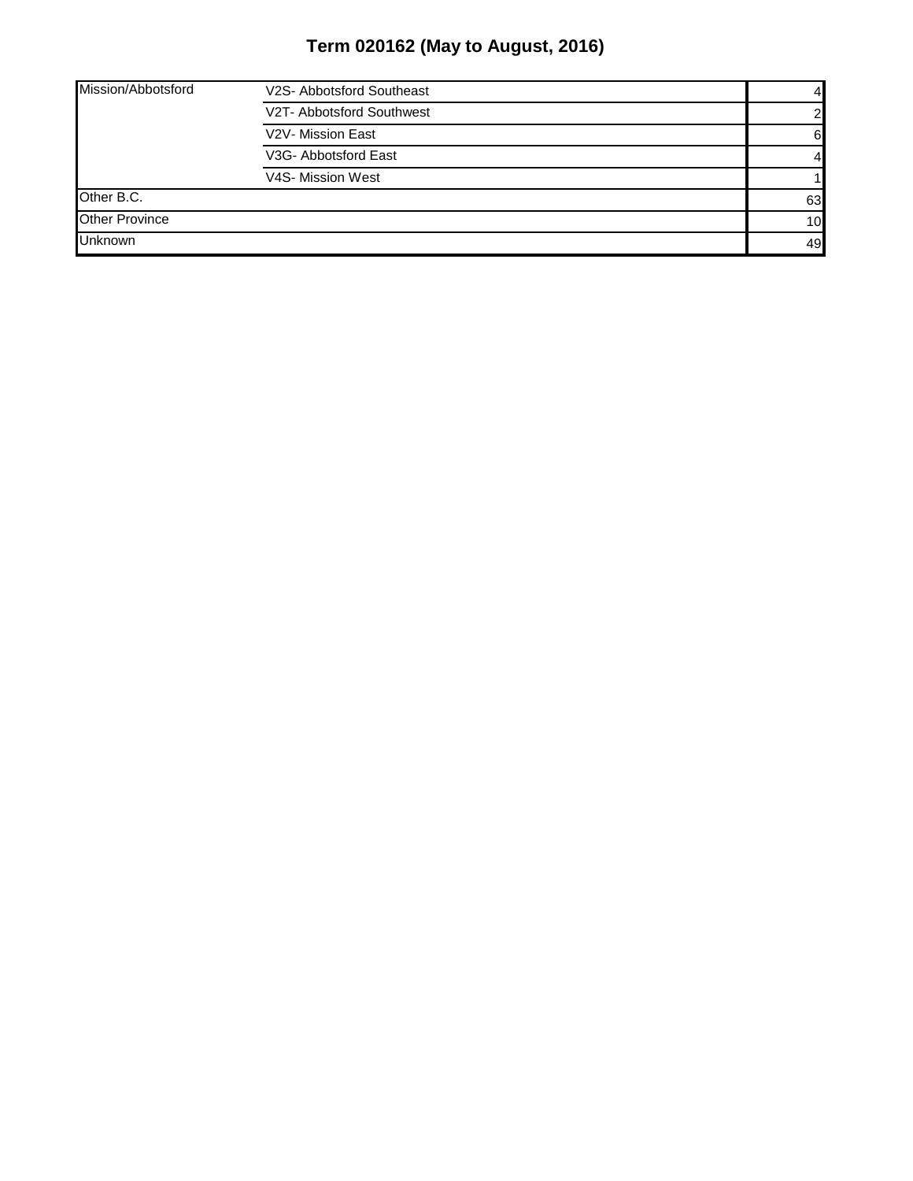# Term 020162 (May to August, 2016)

| | | |
|---|---|---|
| Mission/Abbotsford | V2S- Abbotsford Southeast | 4 |
| | V2T- Abbotsford Southwest | 2 |
| | V2V- Mission East | 6 |
| | V3G- Abbotsford East | 4 |
| | V4S- Mission West | 1 |
| Other B.C. | | 63 |
| Other Province | | 10 |
| Unknown | | 49 |